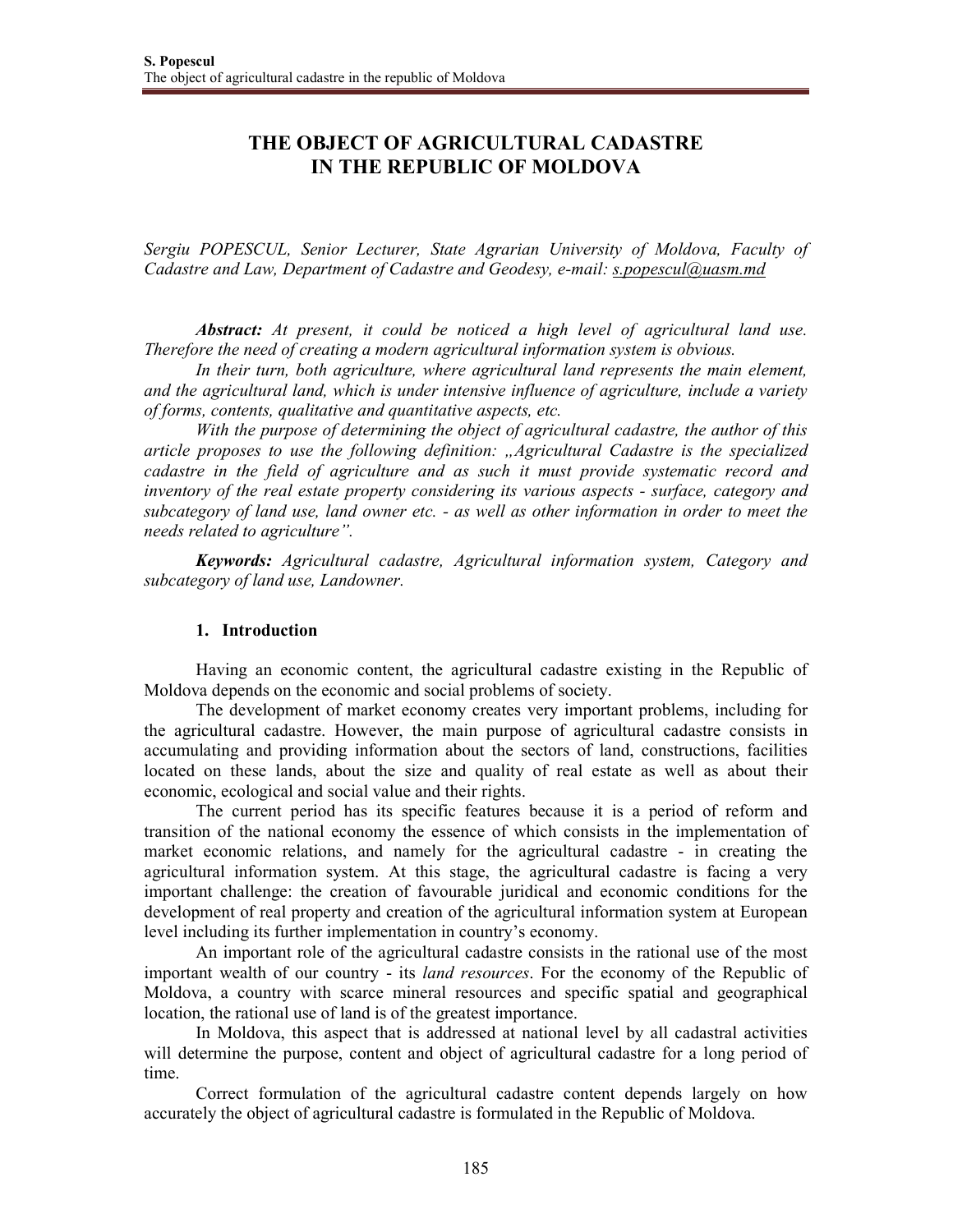# THE OBJECT OF AGRICULTURAL CADASTRE IN THE REPUBLIC OF MOLDOVA

*Sergiu POPESCUL, Senior Lecturer, State Agrarian University of Moldova, Faculty of Cadastre and Law, Department of Cadastre and Geodesy, e-mail: s.popescul@uasm.md*

***Abstract:*** *At present, it could be noticed a high level of agricultural land use. Therefore the need of creating a modern agricultural information system is obvious.*

*In their turn, both agriculture, where agricultural land represents the main element, and the agricultural land, which is under intensive influence of agriculture, include a variety of forms, contents, qualitative and quantitative aspects, etc.*

*With the purpose of determining the object of agricultural cadastre, the author of this article proposes to use the following definition: „Agricultural Cadastre is the specialized cadastre in the field of agriculture and as such it must provide systematic record and inventory of the real estate property considering its various aspects - surface, category and subcategory of land use, land owner etc. - as well as other information in order to meet the needs related to agriculture".*

***Keywords:*** *Agricultural cadastre, Agricultural information system, Category and subcategory of land use, Landowner.*

## 1. Introduction

Having an economic content, the agricultural cadastre existing in the Republic of Moldova depends on the economic and social problems of society.

The development of market economy creates very important problems, including for the agricultural cadastre. However, the main purpose of agricultural cadastre consists in accumulating and providing information about the sectors of land, constructions, facilities located on these lands, about the size and quality of real estate as well as about their economic, ecological and social value and their rights.

The current period has its specific features because it is a period of reform and transition of the national economy the essence of which consists in the implementation of market economic relations, and namely for the agricultural cadastre - in creating the agricultural information system. At this stage, the agricultural cadastre is facing a very important challenge: the creation of favourable juridical and economic conditions for the development of real property and creation of the agricultural information system at European level including its further implementation in country's economy.

An important role of the agricultural cadastre consists in the rational use of the most important wealth of our country - its *land resources*. For the economy of the Republic of Moldova, a country with scarce mineral resources and specific spatial and geographical location, the rational use of land is of the greatest importance.

In Moldova, this aspect that is addressed at national level by all cadastral activities will determine the purpose, content and object of agricultural cadastre for a long period of time.

Correct formulation of the agricultural cadastre content depends largely on how accurately the object of agricultural cadastre is formulated in the Republic of Moldova.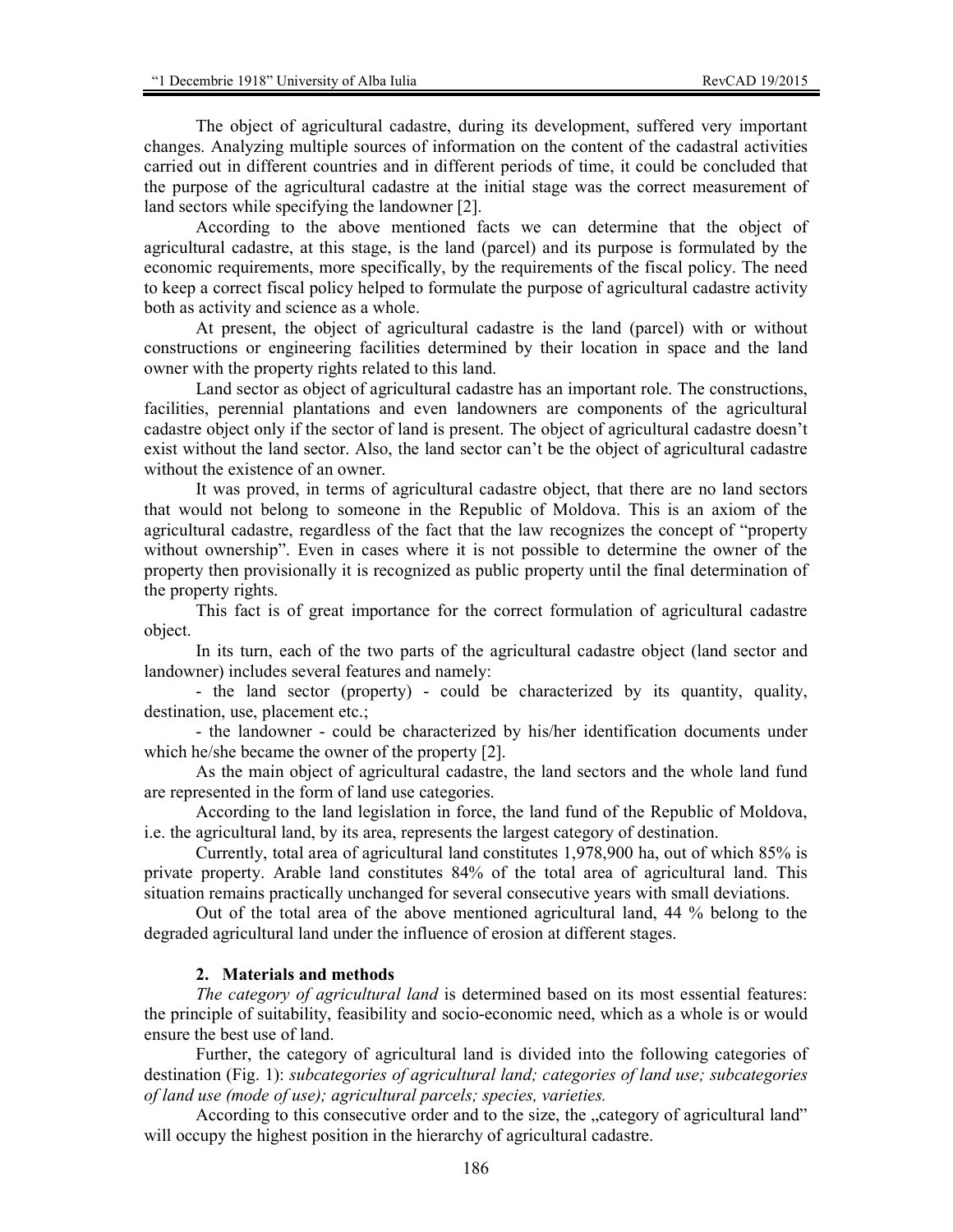The object of agricultural cadastre, during its development, suffered very important changes. Analyzing multiple sources of information on the content of the cadastral activities carried out in different countries and in different periods of time, it could be concluded that the purpose of the agricultural cadastre at the initial stage was the correct measurement of land sectors while specifying the landowner [2].

According to the above mentioned facts we can determine that the object of agricultural cadastre, at this stage, is the land (parcel) and its purpose is formulated by the economic requirements, more specifically, by the requirements of the fiscal policy. The need to keep a correct fiscal policy helped to formulate the purpose of agricultural cadastre activity both as activity and science as a whole.

At present, the object of agricultural cadastre is the land (parcel) with or without constructions or engineering facilities determined by their location in space and the land owner with the property rights related to this land.

Land sector as object of agricultural cadastre has an important role. The constructions, facilities, perennial plantations and even landowners are components of the agricultural cadastre object only if the sector of land is present. The object of agricultural cadastre doesn't exist without the land sector. Also, the land sector can't be the object of agricultural cadastre without the existence of an owner.

It was proved, in terms of agricultural cadastre object, that there are no land sectors that would not belong to someone in the Republic of Moldova. This is an axiom of the agricultural cadastre, regardless of the fact that the law recognizes the concept of "property without ownership". Even in cases where it is not possible to determine the owner of the property then provisionally it is recognized as public property until the final determination of the property rights.

This fact is of great importance for the correct formulation of agricultural cadastre object.

In its turn, each of the two parts of the agricultural cadastre object (land sector and landowner) includes several features and namely:

- the land sector (property) - could be characterized by its quantity, quality, destination, use, placement etc.;
- the landowner - could be characterized by his/her identification documents under which he/she became the owner of the property [2].

As the main object of agricultural cadastre, the land sectors and the whole land fund are represented in the form of land use categories.

According to the land legislation in force, the land fund of the Republic of Moldova, i.e. the agricultural land, by its area, represents the largest category of destination.

Currently, total area of agricultural land constitutes 1,978,900 ha, out of which 85% is private property. Arable land constitutes 84% of the total area of agricultural land. This situation remains practically unchanged for several consecutive years with small deviations.

Out of the total area of the above mentioned agricultural land, 44 % belong to the degraded agricultural land under the influence of erosion at different stages.

## 2. Materials and methods

*The category of agricultural land* is determined based on its most essential features: the principle of suitability, feasibility and socio-economic need, which as a whole is or would ensure the best use of land.

Further, the category of agricultural land is divided into the following categories of destination (Fig. 1): *subcategories of agricultural land; categories of land use; subcategories of land use (mode of use); agricultural parcels; species, varieties.*

According to this consecutive order and to the size, the „category of agricultural land" will occupy the highest position in the hierarchy of agricultural cadastre.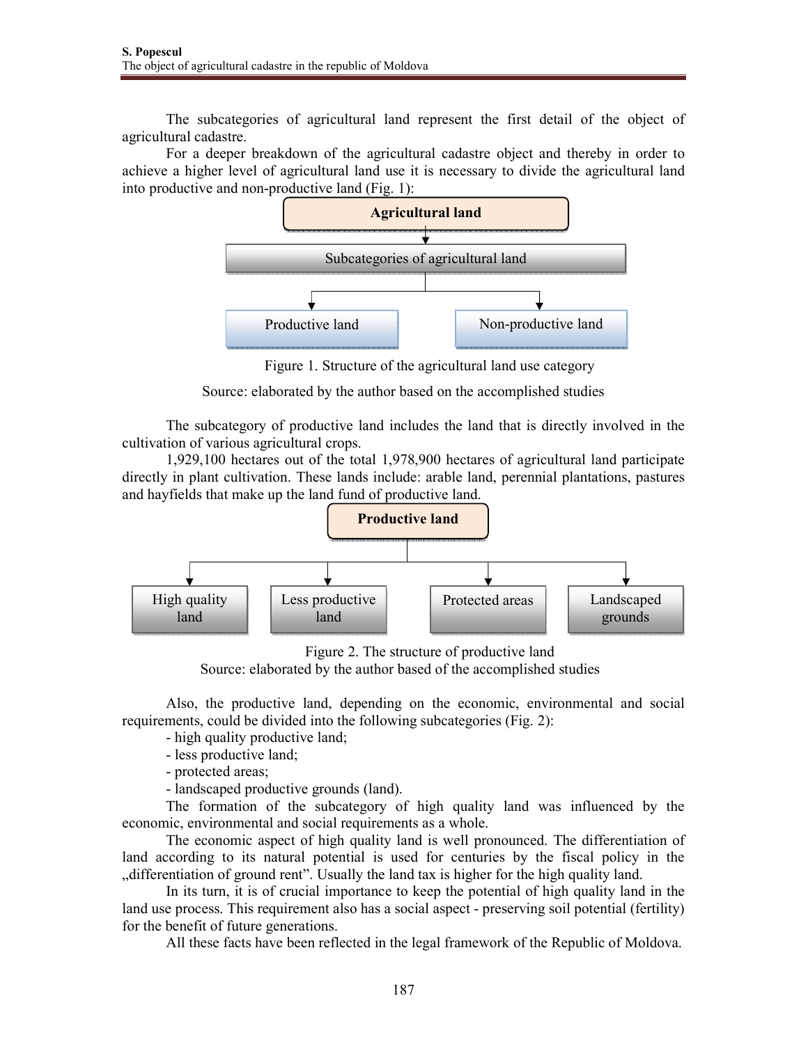The subcategories of agricultural land represent the first detail of the object of agricultural cadastre.

For a deeper breakdown of the agricultural cadastre object and thereby in order to achieve a higher level of agricultural land use it is necessary to divide the agricultural land into productive and non-productive land (Fig. 1):

Agricultural land → Subcategories of agricultural land → Productive land; Non-productive land

Figure 1. Structure of the agricultural land use category

Source: elaborated by the author based on the accomplished studies

The subcategory of productive land includes the land that is directly involved in the cultivation of various agricultural crops.

1,929,100 hectares out of the total 1,978,900 hectares of agricultural land participate directly in plant cultivation. These lands include: arable land, perennial plantations, pastures and hayfields that make up the land fund of productive land.

Productive land → High quality land; Less productive land; Protected areas; Landscaped grounds

Figure 2. The structure of productive land

Source: elaborated by the author based of the accomplished studies

Also, the productive land, depending on the economic, environmental and social requirements, could be divided into the following subcategories (Fig. 2):

- high quality productive land;
- less productive land;
- protected areas;
- landscaped productive grounds (land).

The formation of the subcategory of high quality land was influenced by the economic, environmental and social requirements as a whole.

The economic aspect of high quality land is well pronounced. The differentiation of land according to its natural potential is used for centuries by the fiscal policy in the „differentiation of ground rent". Usually the land tax is higher for the high quality land.

In its turn, it is of crucial importance to keep the potential of high quality land in the land use process. This requirement also has a social aspect - preserving soil potential (fertility) for the benefit of future generations.

All these facts have been reflected in the legal framework of the Republic of Moldova.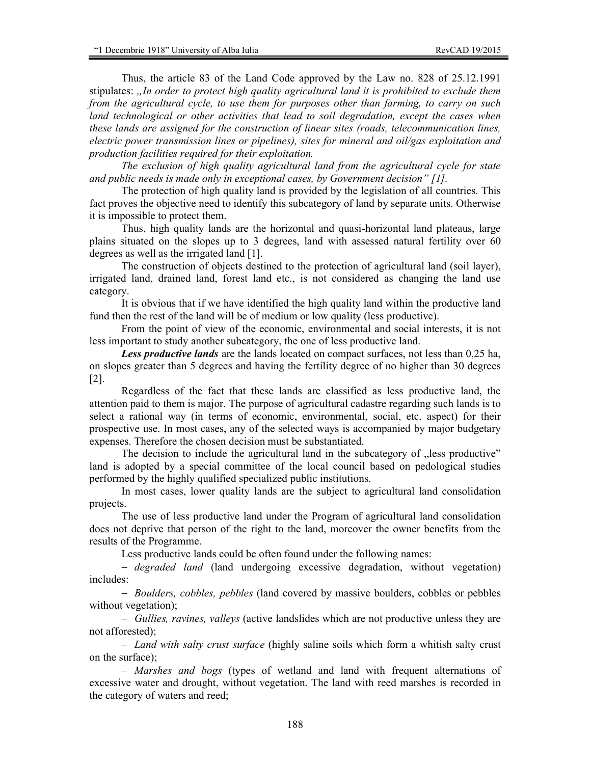Thus, the article 83 of the Land Code approved by the Law no. 828 of 25.12.1991 stipulates: *„In order to protect high quality agricultural land it is prohibited to exclude them from the agricultural cycle, to use them for purposes other than farming, to carry on such land technological or other activities that lead to soil degradation, except the cases when these lands are assigned for the construction of linear sites (roads, telecommunication lines, electric power transmission lines or pipelines), sites for mineral and oil/gas exploitation and production facilities required for their exploitation.*

*The exclusion of high quality agricultural land from the agricultural cycle for state and public needs is made only in exceptional cases, by Government decision" [1].*

The protection of high quality land is provided by the legislation of all countries. This fact proves the objective need to identify this subcategory of land by separate units. Otherwise it is impossible to protect them.

Thus, high quality lands are the horizontal and quasi-horizontal land plateaus, large plains situated on the slopes up to 3 degrees, land with assessed natural fertility over 60 degrees as well as the irrigated land [1].

The construction of objects destined to the protection of agricultural land (soil layer), irrigated land, drained land, forest land etc., is not considered as changing the land use category.

It is obvious that if we have identified the high quality land within the productive land fund then the rest of the land will be of medium or low quality (less productive).

From the point of view of the economic, environmental and social interests, it is not less important to study another subcategory, the one of less productive land.

***Less productive lands*** are the lands located on compact surfaces, not less than 0,25 ha, on slopes greater than 5 degrees and having the fertility degree of no higher than 30 degrees [2].

Regardless of the fact that these lands are classified as less productive land, the attention paid to them is major. The purpose of agricultural cadastre regarding such lands is to select a rational way (in terms of economic, environmental, social, etc. aspect) for their prospective use. In most cases, any of the selected ways is accompanied by major budgetary expenses. Therefore the chosen decision must be substantiated.

The decision to include the agricultural land in the subcategory of „less productive" land is adopted by a special committee of the local council based on pedological studies performed by the highly qualified specialized public institutions.

In most cases, lower quality lands are the subject to agricultural land consolidation projects.

The use of less productive land under the Program of agricultural land consolidation does not deprive that person of the right to the land, moreover the owner benefits from the results of the Programme.

Less productive lands could be often found under the following names:

- *degraded land* (land undergoing excessive degradation, without vegetation) includes:
- *Boulders, cobbles, pebbles* (land covered by massive boulders, cobbles or pebbles without vegetation);
- *Gullies, ravines, valleys* (active landslides which are not productive unless they are not afforested);
- *Land with salty crust surface* (highly saline soils which form a whitish salty crust on the surface);
- *Marshes and bogs* (types of wetland and land with frequent alternations of excessive water and drought, without vegetation. The land with reed marshes is recorded in the category of waters and reed;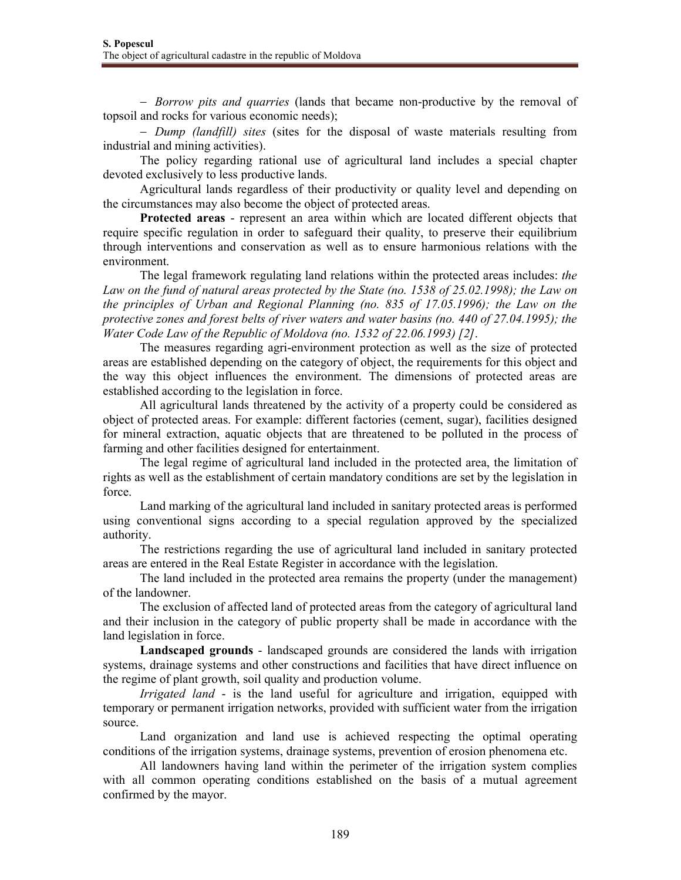– *Borrow pits and quarries* (lands that became non-productive by the removal of topsoil and rocks for various economic needs);

– *Dump (landfill) sites* (sites for the disposal of waste materials resulting from industrial and mining activities).

The policy regarding rational use of agricultural land includes a special chapter devoted exclusively to less productive lands.

Agricultural lands regardless of their productivity or quality level and depending on the circumstances may also become the object of protected areas.

**Protected areas** - represent an area within which are located different objects that require specific regulation in order to safeguard their quality, to preserve their equilibrium through interventions and conservation as well as to ensure harmonious relations with the environment.

The legal framework regulating land relations within the protected areas includes: *the Law on the fund of natural areas protected by the State (no. 1538 of 25.02.1998); the Law on the principles of Urban and Regional Planning (no. 835 of 17.05.1996); the Law on the protective zones and forest belts of river waters and water basins (no. 440 of 27.04.1995); the Water Code Law of the Republic of Moldova (no. 1532 of 22.06.1993) [2]*.

The measures regarding agri-environment protection as well as the size of protected areas are established depending on the category of object, the requirements for this object and the way this object influences the environment. The dimensions of protected areas are established according to the legislation in force.

All agricultural lands threatened by the activity of a property could be considered as object of protected areas. For example: different factories (cement, sugar), facilities designed for mineral extraction, aquatic objects that are threatened to be polluted in the process of farming and other facilities designed for entertainment.

The legal regime of agricultural land included in the protected area, the limitation of rights as well as the establishment of certain mandatory conditions are set by the legislation in force.

Land marking of the agricultural land included in sanitary protected areas is performed using conventional signs according to a special regulation approved by the specialized authority.

The restrictions regarding the use of agricultural land included in sanitary protected areas are entered in the Real Estate Register in accordance with the legislation.

The land included in the protected area remains the property (under the management) of the landowner.

The exclusion of affected land of protected areas from the category of agricultural land and their inclusion in the category of public property shall be made in accordance with the land legislation in force.

**Landscaped grounds** - landscaped grounds are considered the lands with irrigation systems, drainage systems and other constructions and facilities that have direct influence on the regime of plant growth, soil quality and production volume.

*Irrigated land* - is the land useful for agriculture and irrigation, equipped with temporary or permanent irrigation networks, provided with sufficient water from the irrigation source.

Land organization and land use is achieved respecting the optimal operating conditions of the irrigation systems, drainage systems, prevention of erosion phenomena etc.

All landowners having land within the perimeter of the irrigation system complies with all common operating conditions established on the basis of a mutual agreement confirmed by the mayor.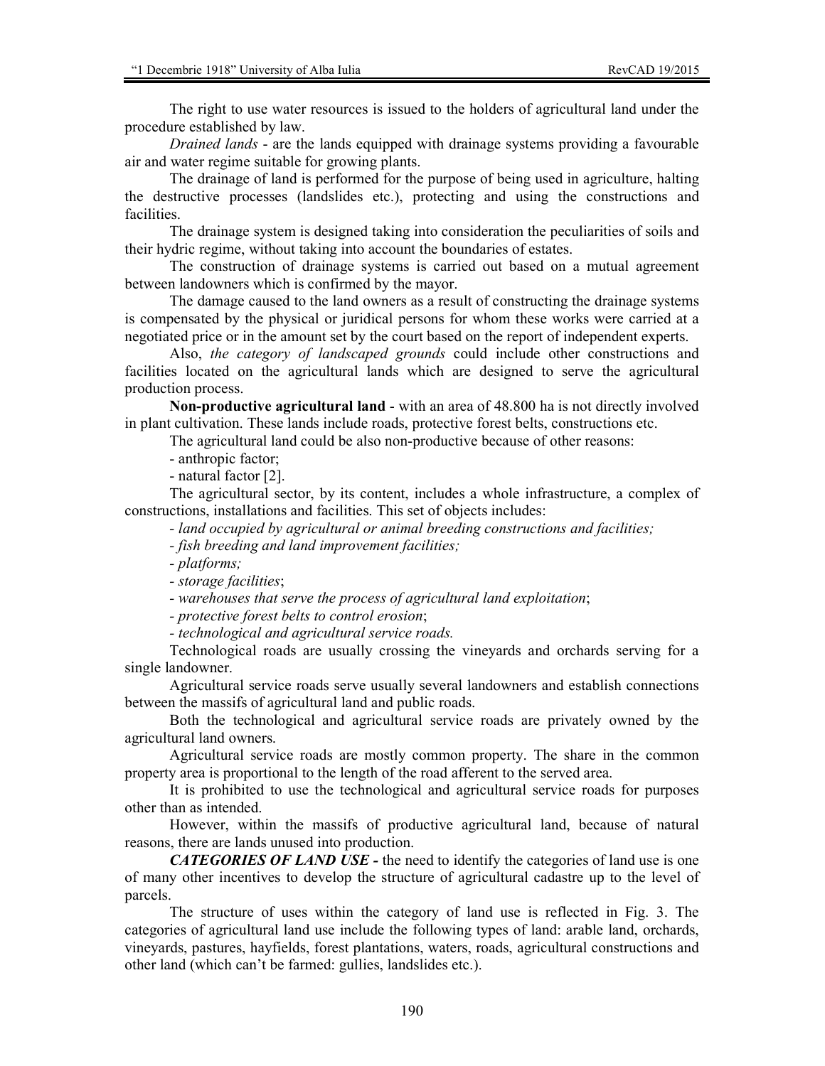The right to use water resources is issued to the holders of agricultural land under the procedure established by law.

*Drained lands* - are the lands equipped with drainage systems providing a favourable air and water regime suitable for growing plants.

The drainage of land is performed for the purpose of being used in agriculture, halting the destructive processes (landslides etc.), protecting and using the constructions and facilities.

The drainage system is designed taking into consideration the peculiarities of soils and their hydric regime, without taking into account the boundaries of estates.

The construction of drainage systems is carried out based on a mutual agreement between landowners which is confirmed by the mayor.

The damage caused to the land owners as a result of constructing the drainage systems is compensated by the physical or juridical persons for whom these works were carried at a negotiated price or in the amount set by the court based on the report of independent experts.

Also, *the category of landscaped grounds* could include other constructions and facilities located on the agricultural lands which are designed to serve the agricultural production process.

**Non-productive agricultural land** - with an area of 48.800 ha is not directly involved in plant cultivation. These lands include roads, protective forest belts, constructions etc.

The agricultural land could be also non-productive because of other reasons:

- anthropic factor;
- natural factor [2].

The agricultural sector, by its content, includes a whole infrastructure, a complex of constructions, installations and facilities. This set of objects includes:

- *land occupied by agricultural or animal breeding constructions and facilities;*
- *fish breeding and land improvement facilities;*
- *platforms;*
- *storage facilities*;
- *warehouses that serve the process of agricultural land exploitation*;
- *protective forest belts to control erosion*;
- *technological and agricultural service roads.*

Technological roads are usually crossing the vineyards and orchards serving for a single landowner.

Agricultural service roads serve usually several landowners and establish connections between the massifs of agricultural land and public roads.

Both the technological and agricultural service roads are privately owned by the agricultural land owners.

Agricultural service roads are mostly common property. The share in the common property area is proportional to the length of the road afferent to the served area.

It is prohibited to use the technological and agricultural service roads for purposes other than as intended.

However, within the massifs of productive agricultural land, because of natural reasons, there are lands unused into production.

***CATEGORIES OF LAND USE -*** the need to identify the categories of land use is one of many other incentives to develop the structure of agricultural cadastre up to the level of parcels.

The structure of uses within the category of land use is reflected in Fig. 3. The categories of agricultural land use include the following types of land: arable land, orchards, vineyards, pastures, hayfields, forest plantations, waters, roads, agricultural constructions and other land (which can't be farmed: gullies, landslides etc.).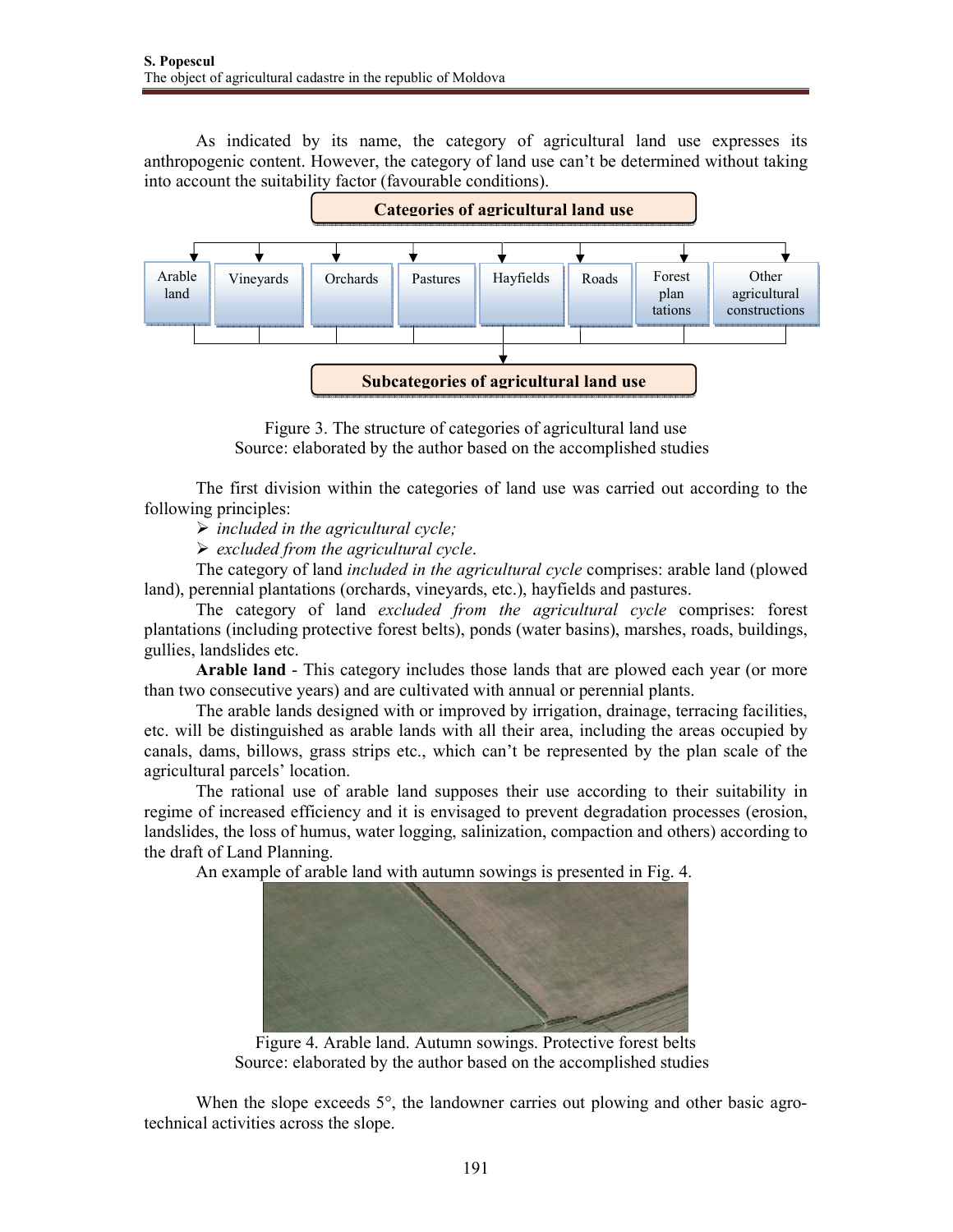As indicated by its name, the category of agricultural land use expresses its anthropogenic content. However, the category of land use can't be determined without taking into account the suitability factor (favourable conditions).

Figure 3. The structure of categories of agricultural land use
Source: elaborated by the author based on the accomplished studies

The first division within the categories of land use was carried out according to the following principles:

- *included in the agricultural cycle;*
- *excluded from the agricultural cycle*.

The category of land *included in the agricultural cycle* comprises: arable land (plowed land), perennial plantations (orchards, vineyards, etc.), hayfields and pastures.

The category of land *excluded from the agricultural cycle* comprises: forest plantations (including protective forest belts), ponds (water basins), marshes, roads, buildings, gullies, landslides etc.

**Arable land** - This category includes those lands that are plowed each year (or more than two consecutive years) and are cultivated with annual or perennial plants.

The arable lands designed with or improved by irrigation, drainage, terracing facilities, etc. will be distinguished as arable lands with all their area, including the areas occupied by canals, dams, billows, grass strips etc., which can't be represented by the plan scale of the agricultural parcels' location.

The rational use of arable land supposes their use according to their suitability in regime of increased efficiency and it is envisaged to prevent degradation processes (erosion, landslides, the loss of humus, water logging, salinization, compaction and others) according to the draft of Land Planning.

An example of arable land with autumn sowings is presented in Fig. 4.

Figure 4. Arable land. Autumn sowings. Protective forest belts
Source: elaborated by the author based on the accomplished studies

When the slope exceeds 5°, the landowner carries out plowing and other basic agro-technical activities across the slope.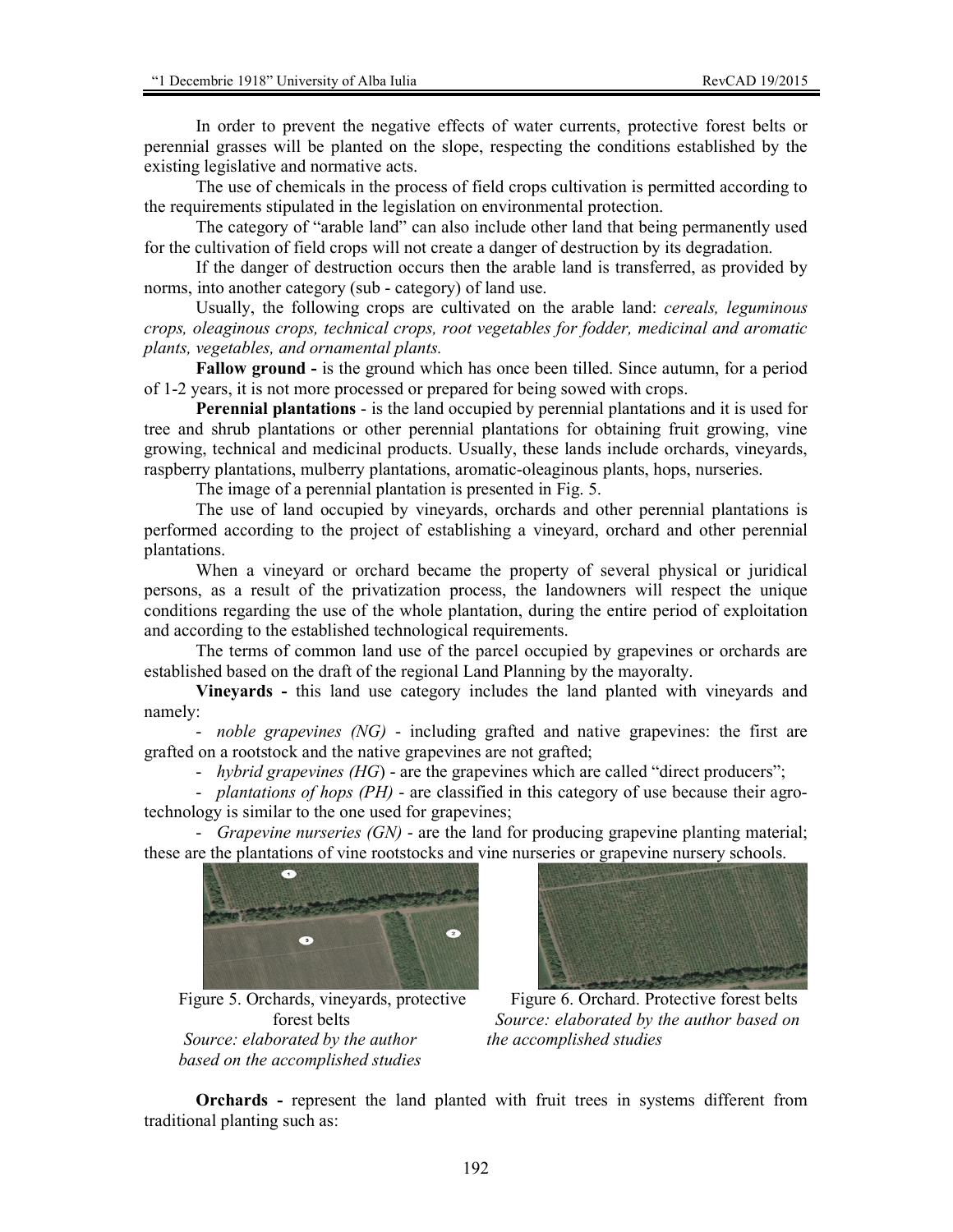In order to prevent the negative effects of water currents, protective forest belts or perennial grasses will be planted on the slope, respecting the conditions established by the existing legislative and normative acts.

The use of chemicals in the process of field crops cultivation is permitted according to the requirements stipulated in the legislation on environmental protection.

The category of "arable land" can also include other land that being permanently used for the cultivation of field crops will not create a danger of destruction by its degradation.

If the danger of destruction occurs then the arable land is transferred, as provided by norms, into another category (sub - category) of land use.

Usually, the following crops are cultivated on the arable land: *cereals, leguminous crops, oleaginous crops, technical crops, root vegetables for fodder, medicinal and aromatic plants, vegetables, and ornamental plants.*

**Fallow ground -** is the ground which has once been tilled. Since autumn, for a period of 1-2 years, it is not more processed or prepared for being sowed with crops.

**Perennial plantations** - is the land occupied by perennial plantations and it is used for tree and shrub plantations or other perennial plantations for obtaining fruit growing, vine growing, technical and medicinal products. Usually, these lands include orchards, vineyards, raspberry plantations, mulberry plantations, aromatic-oleaginous plants, hops, nurseries.

The image of a perennial plantation is presented in Fig. 5.

The use of land occupied by vineyards, orchards and other perennial plantations is performed according to the project of establishing a vineyard, orchard and other perennial plantations.

When a vineyard or orchard became the property of several physical or juridical persons, as a result of the privatization process, the landowners will respect the unique conditions regarding the use of the whole plantation, during the entire period of exploitation and according to the established technological requirements.

The terms of common land use of the parcel occupied by grapevines or orchards are established based on the draft of the regional Land Planning by the mayoralty.

**Vineyards -** this land use category includes the land planted with vineyards and namely:

- *noble grapevines (NG)* - including grafted and native grapevines: the first are grafted on a rootstock and the native grapevines are not grafted;
- *hybrid grapevines (HG)* - are the grapevines which are called "direct producers";
- *plantations of hops (PH)* - are classified in this category of use because their agro-technology is similar to the one used for grapevines;
- *Grapevine nurseries (GN)* - are the land for producing grapevine planting material; these are the plantations of vine rootstocks and vine nurseries or grapevine nursery schools.

Figure 5. Orchards, vineyards, protective forest belts
*Source: elaborated by the author based on the accomplished studies*

Figure 6. Orchard. Protective forest belts
*Source: elaborated by the author based on the accomplished studies*

**Orchards -** represent the land planted with fruit trees in systems different from traditional planting such as: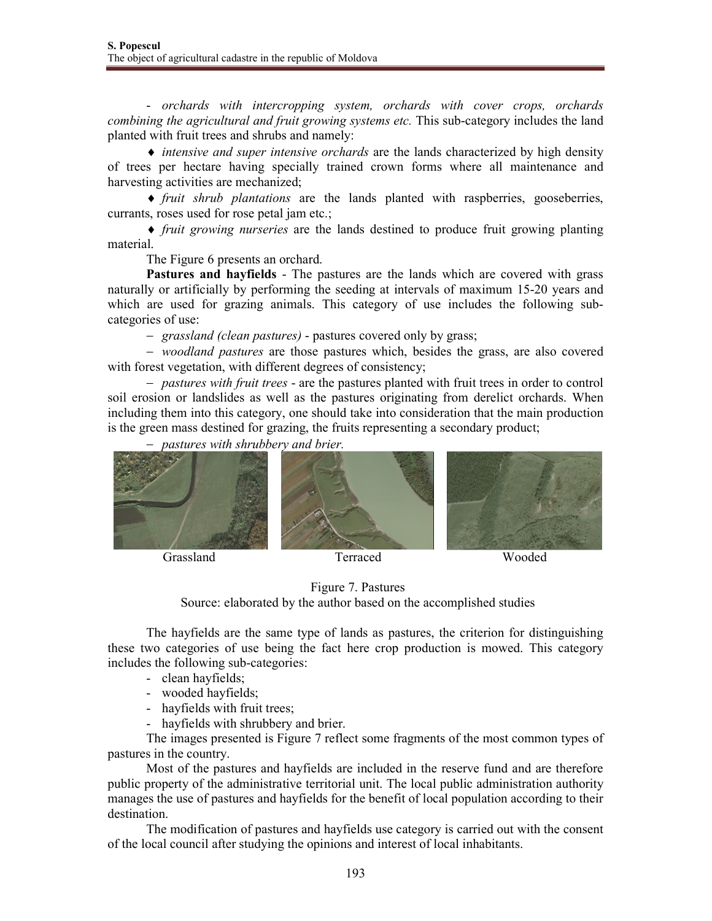- *orchards with intercropping system, orchards with cover crops, orchards combining the agricultural and fruit growing systems etc.* This sub-category includes the land planted with fruit trees and shrubs and namely:

♦ *intensive and super intensive orchards* are the lands characterized by high density of trees per hectare having specially trained crown forms where all maintenance and harvesting activities are mechanized;

♦ *fruit shrub plantations* are the lands planted with raspberries, gooseberries, currants, roses used for rose petal jam etc.;

♦ *fruit growing nurseries* are the lands destined to produce fruit growing planting material.

The Figure 6 presents an orchard.

**Pastures and hayfields** - The pastures are the lands which are covered with grass naturally or artificially by performing the seeding at intervals of maximum 15-20 years and which are used for grazing animals. This category of use includes the following sub-categories of use:

– *grassland (clean pastures)* - pastures covered only by grass;

– *woodland pastures* are those pastures which, besides the grass, are also covered with forest vegetation, with different degrees of consistency;

– *pastures with fruit trees* - are the pastures planted with fruit trees in order to control soil erosion or landslides as well as the pastures originating from derelict orchards. When including them into this category, one should take into consideration that the main production is the green mass destined for grazing, the fruits representing a secondary product;

– *pastures with shrubbery and brier.*

Grassland Terraced Wooded

Figure 7. Pastures

Source: elaborated by the author based on the accomplished studies

The hayfields are the same type of lands as pastures, the criterion for distinguishing these two categories of use being the fact here crop production is mowed. This category includes the following sub-categories:

- clean hayfields;
- wooded hayfields;
- hayfields with fruit trees;
- hayfields with shrubbery and brier.

The images presented is Figure 7 reflect some fragments of the most common types of pastures in the country.

Most of the pastures and hayfields are included in the reserve fund and are therefore public property of the administrative territorial unit. The local public administration authority manages the use of pastures and hayfields for the benefit of local population according to their destination.

The modification of pastures and hayfields use category is carried out with the consent of the local council after studying the opinions and interest of local inhabitants.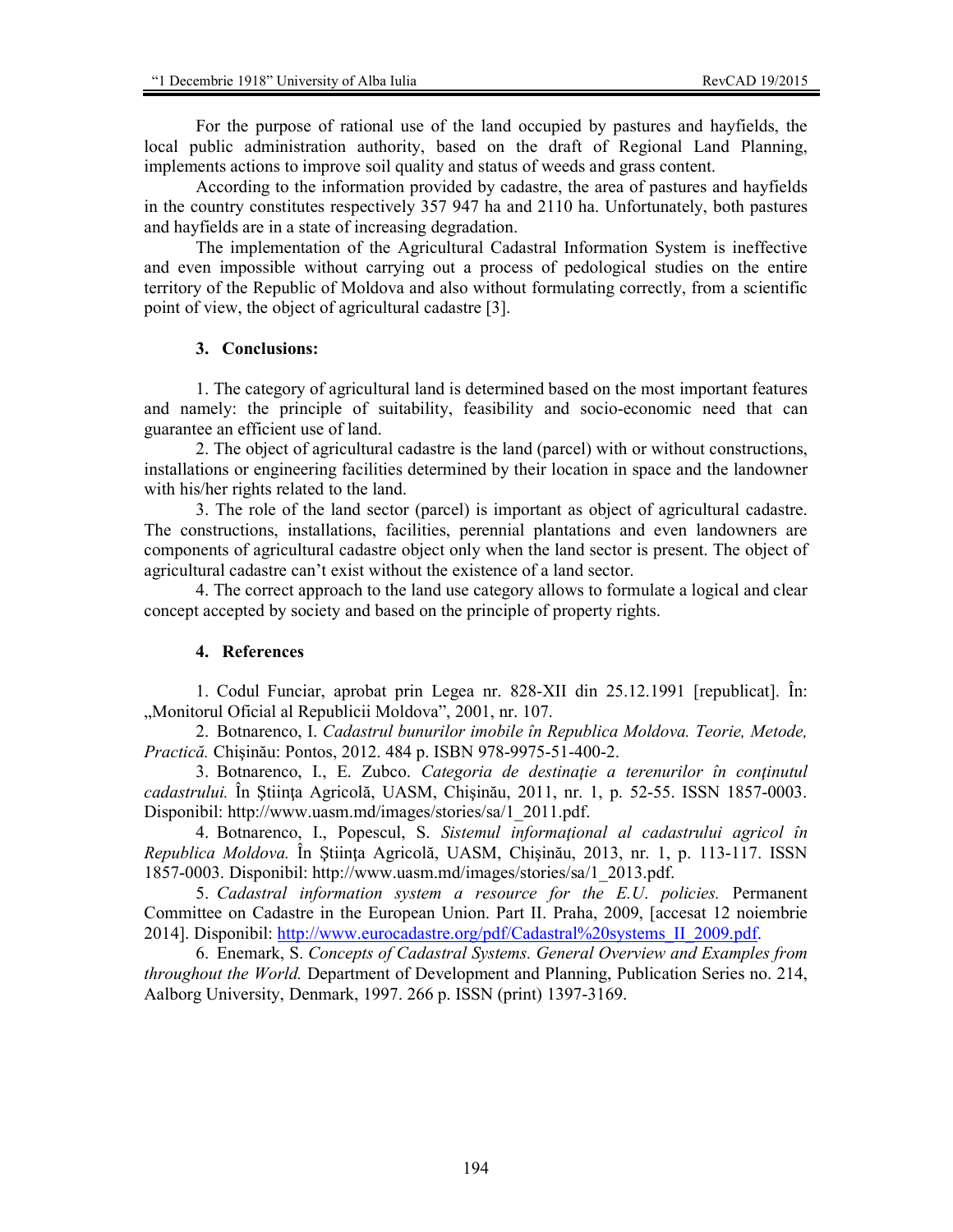For the purpose of rational use of the land occupied by pastures and hayfields, the local public administration authority, based on the draft of Regional Land Planning, implements actions to improve soil quality and status of weeds and grass content.

According to the information provided by cadastre, the area of pastures and hayfields in the country constitutes respectively 357 947 ha and 2110 ha. Unfortunately, both pastures and hayfields are in a state of increasing degradation.

The implementation of the Agricultural Cadastral Information System is ineffective and even impossible without carrying out a process of pedological studies on the entire territory of the Republic of Moldova and also without formulating correctly, from a scientific point of view, the object of agricultural cadastre [3].

## 3. Conclusions:

1. The category of agricultural land is determined based on the most important features and namely: the principle of suitability, feasibility and socio-economic need that can guarantee an efficient use of land.

2. The object of agricultural cadastre is the land (parcel) with or without constructions, installations or engineering facilities determined by their location in space and the landowner with his/her rights related to the land.

3. The role of the land sector (parcel) is important as object of agricultural cadastre. The constructions, installations, facilities, perennial plantations and even landowners are components of agricultural cadastre object only when the land sector is present. The object of agricultural cadastre can't exist without the existence of a land sector.

4. The correct approach to the land use category allows to formulate a logical and clear concept accepted by society and based on the principle of property rights.

## 4. References

1. Codul Funciar, aprobat prin Legea nr. 828-XII din 25.12.1991 [republicat]. În: „Monitorul Oficial al Republicii Moldova", 2001, nr. 107.

2. Botnarenco, I. *Cadastrul bunurilor imobile în Republica Moldova. Teorie, Metode, Practică.* Chişinău: Pontos, 2012. 484 p. ISBN 978-9975-51-400-2.

3. Botnarenco, I., E. Zubco. *Categoria de destinaţie a terenurilor în conţinutul cadastrului.* În Ştiinţa Agricolă, UASM, Chişinău, 2011, nr. 1, p. 52-55. ISSN 1857-0003. Disponibil: http://www.uasm.md/images/stories/sa/1_2011.pdf.

4. Botnarenco, I., Popescul, S. *Sistemul informaţional al cadastrului agricol în Republica Moldova.* În Ştiinţa Agricolă, UASM, Chişinău, 2013, nr. 1, p. 113-117. ISSN 1857-0003. Disponibil: http://www.uasm.md/images/stories/sa/1_2013.pdf.

5. *Cadastral information system a resource for the E.U. policies.* Permanent Committee on Cadastre in the European Union. Part II. Praha, 2009, [accesat 12 noiembrie 2014]. Disponibil: http://www.eurocadastre.org/pdf/Cadastral%20systems_II_2009.pdf.

6. Enemark, S. *Concepts of Cadastral Systems. General Overview and Examples from throughout the World.* Department of Development and Planning, Publication Series no. 214, Aalborg University, Denmark, 1997. 266 p. ISSN (print) 1397-3169.